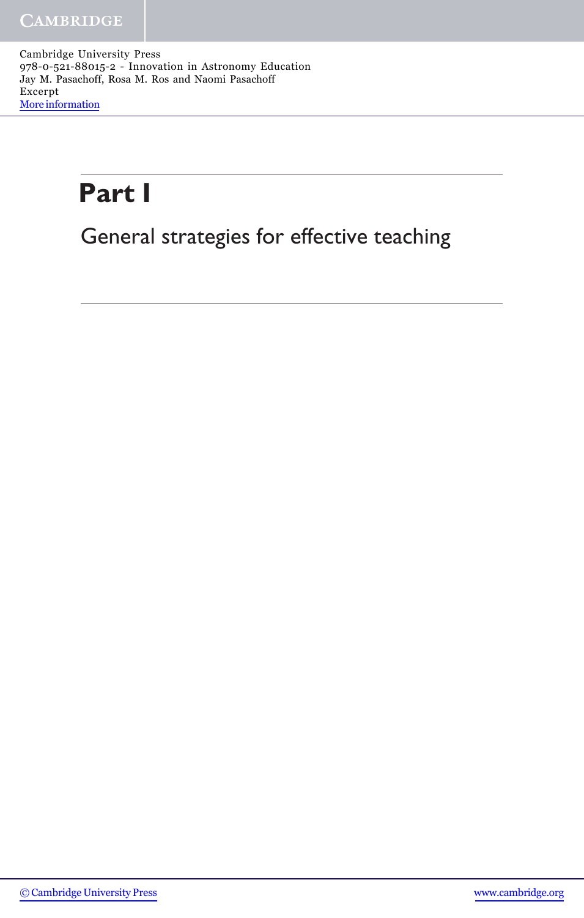# Part I

## General strategies for effective teaching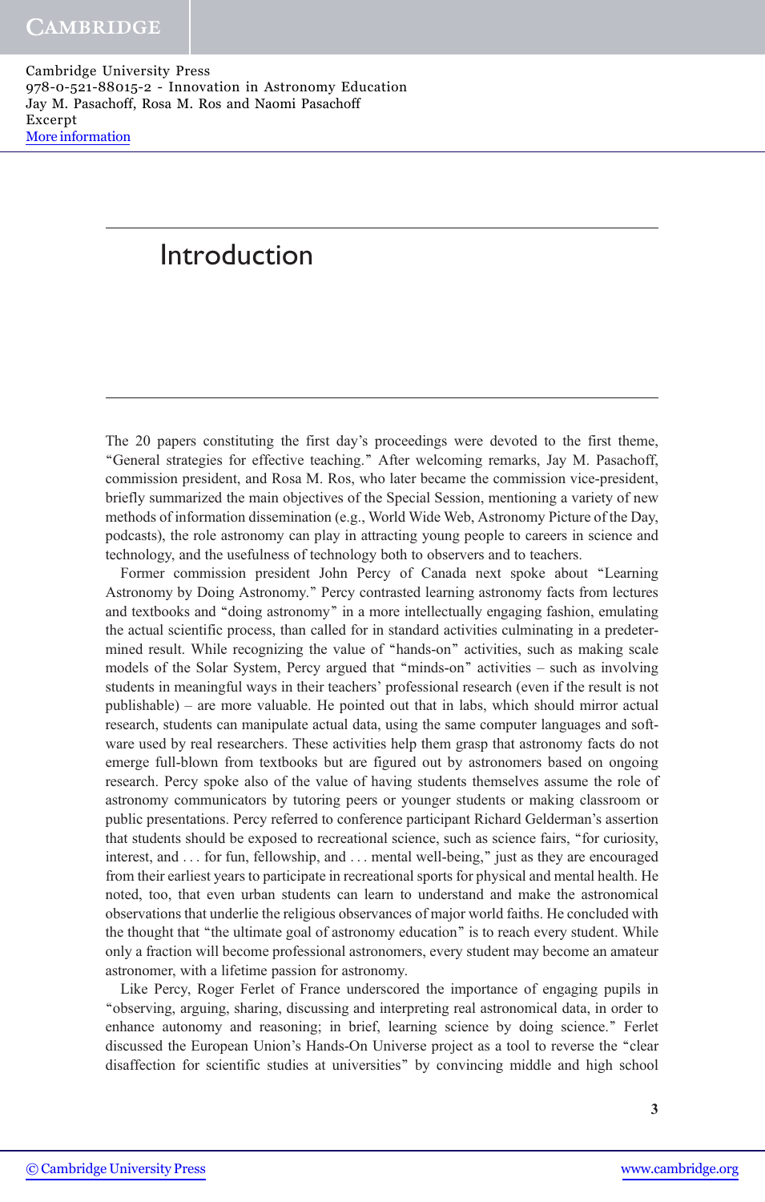# Introduction

The 20 papers constituting the first day's proceedings were devoted to the first theme, "General strategies for effective teaching." After welcoming remarks, Jay M. Pasachoff, commission president, and Rosa M. Ros, who later became the commission vice-president, briefly summarized the main objectives of the Special Session, mentioning a variety of new methods of information dissemination (e.g., World Wide Web, Astronomy Picture of the Day, podcasts), the role astronomy can play in attracting young people to careers in science and technology, and the usefulness of technology both to observers and to teachers.

Former commission president John Percy of Canada next spoke about "Learning Astronomy by Doing Astronomy." Percy contrasted learning astronomy facts from lectures and textbooks and "doing astronomy" in a more intellectually engaging fashion, emulating the actual scientific process, than called for in standard activities culminating in a predetermined result. While recognizing the value of "hands-on" activities, such as making scale models of the Solar System, Percy argued that "minds-on" activities – such as involving students in meaningful ways in their teachers' professional research (even if the result is not publishable) – are more valuable. He pointed out that in labs, which should mirror actual research, students can manipulate actual data, using the same computer languages and software used by real researchers. These activities help them grasp that astronomy facts do not emerge full-blown from textbooks but are figured out by astronomers based on ongoing research. Percy spoke also of the value of having students themselves assume the role of astronomy communicators by tutoring peers or younger students or making classroom or public presentations. Percy referred to conference participant Richard Gelderman's assertion that students should be exposed to recreational science, such as science fairs, "for curiosity, interest, and . . . for fun, fellowship, and . . . mental well-being," just as they are encouraged from their earliest years to participate in recreational sports for physical and mental health. He noted, too, that even urban students can learn to understand and make the astronomical observations that underlie the religious observances of major world faiths. He concluded with the thought that "the ultimate goal of astronomy education" is to reach every student. While only a fraction will become professional astronomers, every student may become an amateur astronomer, with a lifetime passion for astronomy.

Like Percy, Roger Ferlet of France underscored the importance of engaging pupils in "observing, arguing, sharing, discussing and interpreting real astronomical data, in order to enhance autonomy and reasoning; in brief, learning science by doing science." Ferlet discussed the European Union's Hands-On Universe project as a tool to reverse the "clear disaffection for scientific studies at universities" by convincing middle and high school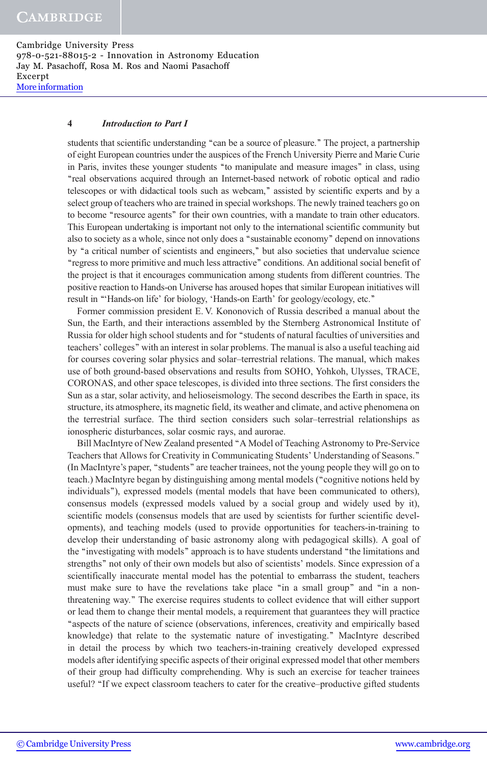students that scientific understanding "can be a source of pleasure." The project, a partnership of eight European countries under the auspices of the French University Pierre and Marie Curie in Paris, invites these younger students "to manipulate and measure images" in class, using "real observations acquired through an Internet-based network of robotic optical and radio telescopes or with didactical tools such as webcam," assisted by scientific experts and by a select group of teachers who are trained in special workshops. The newly trained teachers go on to become "resource agents" for their own countries, with a mandate to train other educators. This European undertaking is important not only to the international scientific community but also to society as a whole, since not only does a "sustainable economy" depend on innovations by "a critical number of scientists and engineers," but also societies that undervalue science "regress to more primitive and much less attractive" conditions. An additional social benefit of the project is that it encourages communication among students from different countries. The positive reaction to Hands-on Universe has aroused hopes that similar European initiatives will result in "'Hands-on life' for biology, 'Hands-on Earth' for geology/ecology, etc."

Former commission president E. V. Kononovich of Russia described a manual about the Sun, the Earth, and their interactions assembled by the Sternberg Astronomical Institute of Russia for older high school students and for "students of natural faculties of universities and teachers' colleges" with an interest in solar problems. The manual is also a useful teaching aid for courses covering solar physics and solar–terrestrial relations. The manual, which makes use of both ground-based observations and results from SOHO, Yohkoh, Ulysses, TRACE, CORONAS, and other space telescopes, is divided into three sections. The first considers the Sun as a star, solar activity, and helioseismology. The second describes the Earth in space, its structure, its atmosphere, its magnetic field, its weather and climate, and active phenomena on the terrestrial surface. The third section considers such solar–terrestrial relationships as ionospheric disturbances, solar cosmic rays, and aurorae.

Bill MacIntyre of New Zealand presented "A Model of Teaching Astronomy to Pre-Service Teachers that Allows for Creativity in Communicating Students' Understanding of Seasons." (In MacIntyre's paper, "students" are teacher trainees, not the young people they will go on to teach.) MacIntyre began by distinguishing among mental models ("cognitive notions held by individuals"), expressed models (mental models that have been communicated to others), consensus models (expressed models valued by a social group and widely used by it), scientific models (consensus models that are used by scientists for further scientific developments), and teaching models (used to provide opportunities for teachers-in-training to develop their understanding of basic astronomy along with pedagogical skills). A goal of the "investigating with models" approach is to have students understand "the limitations and strengths" not only of their own models but also of scientists' models. Since expression of a scientifically inaccurate mental model has the potential to embarrass the student, teachers must make sure to have the revelations take place "in a small group" and "in a non-threatening way." The exercise requires students to collect evidence that will either support or lead them to change their mental models, a requirement that guarantees they will practice "aspects of the nature of science (observations, inferences, creativity and empirically based knowledge) that relate to the systematic nature of investigating." MacIntyre described in detail the process by which two teachers-in-training creatively developed expressed models after identifying specific aspects of their original expressed model that other members of their group had difficulty comprehending. Why is such an exercise for teacher trainees useful? "If we expect classroom teachers to cater for the creative–productive gifted students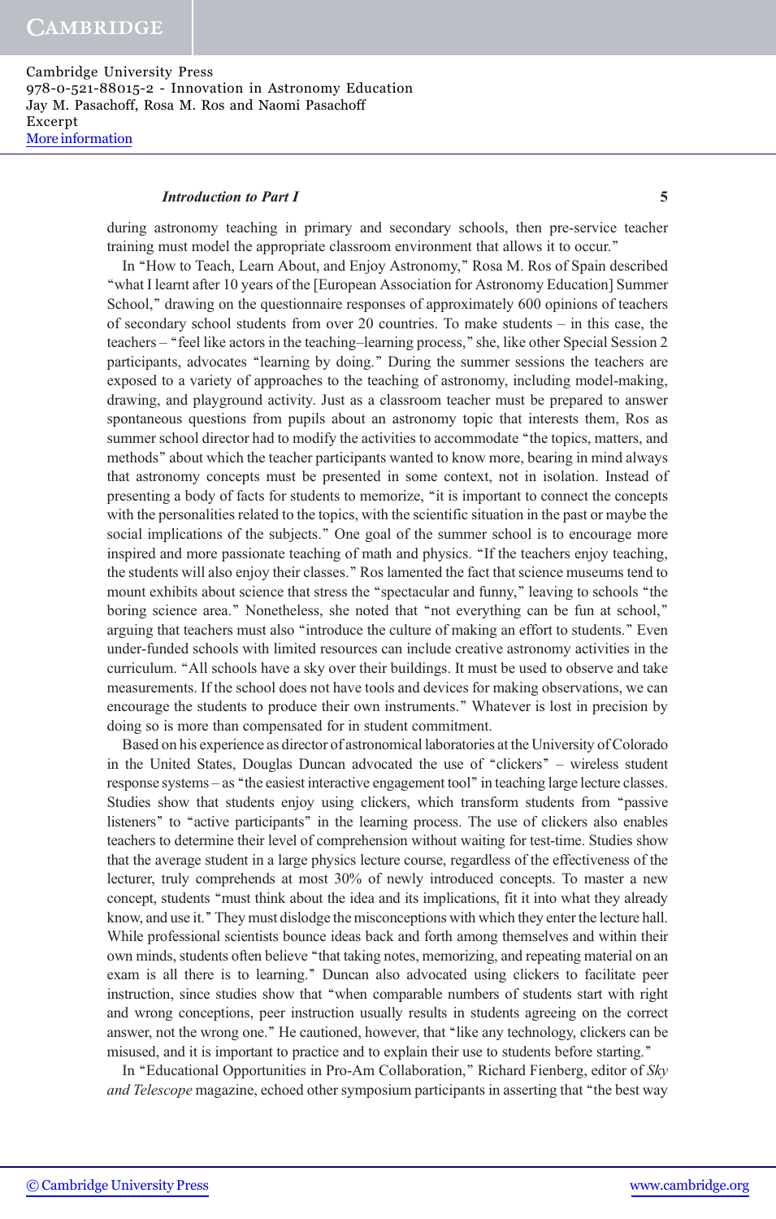during astronomy teaching in primary and secondary schools, then pre-service teacher training must model the appropriate classroom environment that allows it to occur."

In "How to Teach, Learn About, and Enjoy Astronomy," Rosa M. Ros of Spain described "what I learnt after 10 years of the [European Association for Astronomy Education] Summer School," drawing on the questionnaire responses of approximately 600 opinions of teachers of secondary school students from over 20 countries. To make students – in this case, the teachers – "feel like actors in the teaching–learning process," she, like other Special Session 2 participants, advocates "learning by doing." During the summer sessions the teachers are exposed to a variety of approaches to the teaching of astronomy, including model-making, drawing, and playground activity. Just as a classroom teacher must be prepared to answer spontaneous questions from pupils about an astronomy topic that interests them, Ros as summer school director had to modify the activities to accommodate "the topics, matters, and methods" about which the teacher participants wanted to know more, bearing in mind always that astronomy concepts must be presented in some context, not in isolation. Instead of presenting a body of facts for students to memorize, "it is important to connect the concepts with the personalities related to the topics, with the scientific situation in the past or maybe the social implications of the subjects." One goal of the summer school is to encourage more inspired and more passionate teaching of math and physics. "If the teachers enjoy teaching, the students will also enjoy their classes." Ros lamented the fact that science museums tend to mount exhibits about science that stress the "spectacular and funny," leaving to schools "the boring science area." Nonetheless, she noted that "not everything can be fun at school," arguing that teachers must also "introduce the culture of making an effort to students." Even under-funded schools with limited resources can include creative astronomy activities in the curriculum. "All schools have a sky over their buildings. It must be used to observe and take measurements. If the school does not have tools and devices for making observations, we can encourage the students to produce their own instruments." Whatever is lost in precision by doing so is more than compensated for in student commitment.

Based on his experience as director of astronomical laboratories at the University of Colorado in the United States, Douglas Duncan advocated the use of "clickers" – wireless student response systems – as "the easiest interactive engagement tool" in teaching large lecture classes. Studies show that students enjoy using clickers, which transform students from "passive listeners" to "active participants" in the learning process. The use of clickers also enables teachers to determine their level of comprehension without waiting for test-time. Studies show that the average student in a large physics lecture course, regardless of the effectiveness of the lecturer, truly comprehends at most 30% of newly introduced concepts. To master a new concept, students "must think about the idea and its implications, fit it into what they already know, and use it." They must dislodge the misconceptions with which they enter the lecture hall. While professional scientists bounce ideas back and forth among themselves and within their own minds, students often believe "that taking notes, memorizing, and repeating material on an exam is all there is to learning." Duncan also advocated using clickers to facilitate peer instruction, since studies show that "when comparable numbers of students start with right and wrong conceptions, peer instruction usually results in students agreeing on the correct answer, not the wrong one." He cautioned, however, that "like any technology, clickers can be misused, and it is important to practice and to explain their use to students before starting."

In "Educational Opportunities in Pro-Am Collaboration," Richard Fienberg, editor of *Sky and Telescope* magazine, echoed other symposium participants in asserting that "the best way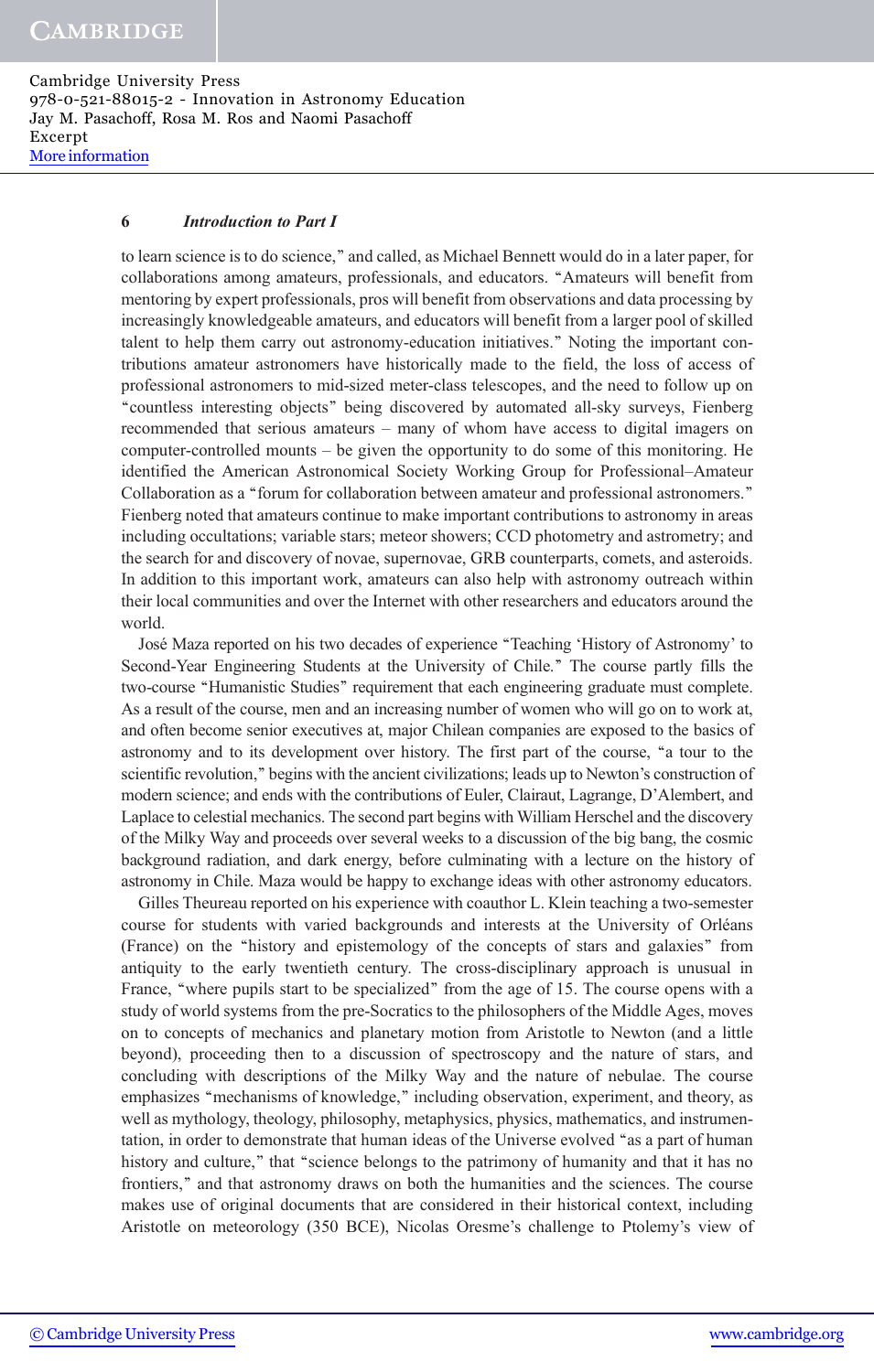to learn science is to do science," and called, as Michael Bennett would do in a later paper, for collaborations among amateurs, professionals, and educators. "Amateurs will benefit from mentoring by expert professionals, pros will benefit from observations and data processing by increasingly knowledgeable amateurs, and educators will benefit from a larger pool of skilled talent to help them carry out astronomy-education initiatives." Noting the important contributions amateur astronomers have historically made to the field, the loss of access of professional astronomers to mid-sized meter-class telescopes, and the need to follow up on "countless interesting objects" being discovered by automated all-sky surveys, Fienberg recommended that serious amateurs – many of whom have access to digital imagers on computer-controlled mounts – be given the opportunity to do some of this monitoring. He identified the American Astronomical Society Working Group for Professional–Amateur Collaboration as a "forum for collaboration between amateur and professional astronomers." Fienberg noted that amateurs continue to make important contributions to astronomy in areas including occultations; variable stars; meteor showers; CCD photometry and astrometry; and the search for and discovery of novae, supernovae, GRB counterparts, comets, and asteroids. In addition to this important work, amateurs can also help with astronomy outreach within their local communities and over the Internet with other researchers and educators around the world.

José Maza reported on his two decades of experience "Teaching 'History of Astronomy' to Second-Year Engineering Students at the University of Chile." The course partly fills the two-course "Humanistic Studies" requirement that each engineering graduate must complete. As a result of the course, men and an increasing number of women who will go on to work at, and often become senior executives at, major Chilean companies are exposed to the basics of astronomy and to its development over history. The first part of the course, "a tour to the scientific revolution," begins with the ancient civilizations; leads up to Newton's construction of modern science; and ends with the contributions of Euler, Clairaut, Lagrange, D'Alembert, and Laplace to celestial mechanics. The second part begins with William Herschel and the discovery of the Milky Way and proceeds over several weeks to a discussion of the big bang, the cosmic background radiation, and dark energy, before culminating with a lecture on the history of astronomy in Chile. Maza would be happy to exchange ideas with other astronomy educators.

Gilles Theureau reported on his experience with coauthor L. Klein teaching a two-semester course for students with varied backgrounds and interests at the University of Orléans (France) on the "history and epistemology of the concepts of stars and galaxies" from antiquity to the early twentieth century. The cross-disciplinary approach is unusual in France, "where pupils start to be specialized" from the age of 15. The course opens with a study of world systems from the pre-Socratics to the philosophers of the Middle Ages, moves on to concepts of mechanics and planetary motion from Aristotle to Newton (and a little beyond), proceeding then to a discussion of spectroscopy and the nature of stars, and concluding with descriptions of the Milky Way and the nature of nebulae. The course emphasizes "mechanisms of knowledge," including observation, experiment, and theory, as well as mythology, theology, philosophy, metaphysics, physics, mathematics, and instrumentation, in order to demonstrate that human ideas of the Universe evolved "as a part of human history and culture," that "science belongs to the patrimony of humanity and that it has no frontiers," and that astronomy draws on both the humanities and the sciences. The course makes use of original documents that are considered in their historical context, including Aristotle on meteorology (350 BCE), Nicolas Oresme's challenge to Ptolemy's view of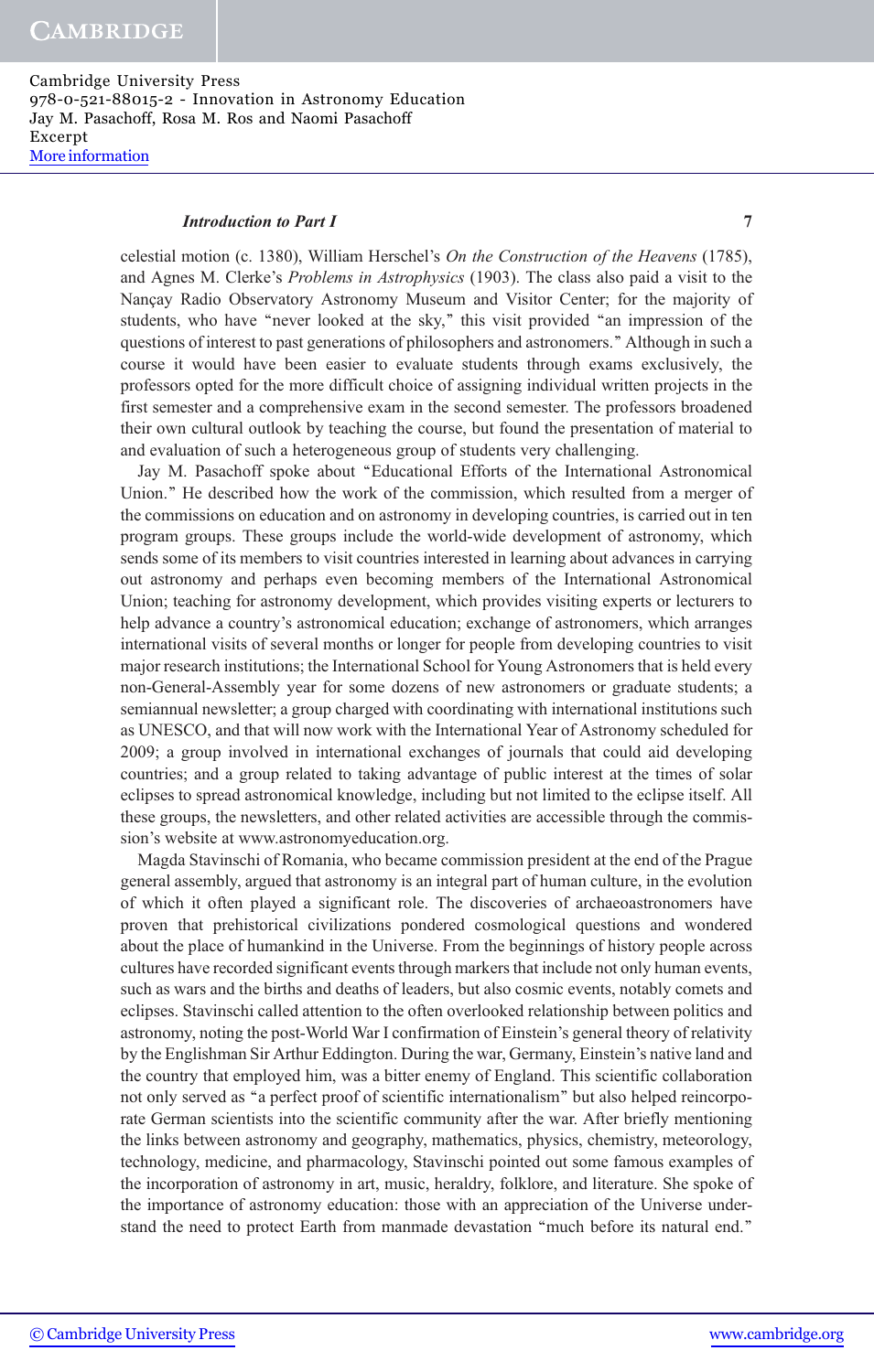celestial motion (c. 1380), William Herschel's *On the Construction of the Heavens* (1785), and Agnes M. Clerke's *Problems in Astrophysics* (1903). The class also paid a visit to the Nançay Radio Observatory Astronomy Museum and Visitor Center; for the majority of students, who have "never looked at the sky," this visit provided "an impression of the questions of interest to past generations of philosophers and astronomers." Although in such a course it would have been easier to evaluate students through exams exclusively, the professors opted for the more difficult choice of assigning individual written projects in the first semester and a comprehensive exam in the second semester. The professors broadened their own cultural outlook by teaching the course, but found the presentation of material to and evaluation of such a heterogeneous group of students very challenging.

Jay M. Pasachoff spoke about "Educational Efforts of the International Astronomical Union." He described how the work of the commission, which resulted from a merger of the commissions on education and on astronomy in developing countries, is carried out in ten program groups. These groups include the world-wide development of astronomy, which sends some of its members to visit countries interested in learning about advances in carrying out astronomy and perhaps even becoming members of the International Astronomical Union; teaching for astronomy development, which provides visiting experts or lecturers to help advance a country's astronomical education; exchange of astronomers, which arranges international visits of several months or longer for people from developing countries to visit major research institutions; the International School for Young Astronomers that is held every non-General-Assembly year for some dozens of new astronomers or graduate students; a semiannual newsletter; a group charged with coordinating with international institutions such as UNESCO, and that will now work with the International Year of Astronomy scheduled for 2009; a group involved in international exchanges of journals that could aid developing countries; and a group related to taking advantage of public interest at the times of solar eclipses to spread astronomical knowledge, including but not limited to the eclipse itself. All these groups, the newsletters, and other related activities are accessible through the commission's website at www.astronomyeducation.org.

Magda Stavinschi of Romania, who became commission president at the end of the Prague general assembly, argued that astronomy is an integral part of human culture, in the evolution of which it often played a significant role. The discoveries of archaeoastronomers have proven that prehistorical civilizations pondered cosmological questions and wondered about the place of humankind in the Universe. From the beginnings of history people across cultures have recorded significant events through markers that include not only human events, such as wars and the births and deaths of leaders, but also cosmic events, notably comets and eclipses. Stavinschi called attention to the often overlooked relationship between politics and astronomy, noting the post-World War I confirmation of Einstein's general theory of relativity by the Englishman Sir Arthur Eddington. During the war, Germany, Einstein's native land and the country that employed him, was a bitter enemy of England. This scientific collaboration not only served as "a perfect proof of scientific internationalism" but also helped reincorporate German scientists into the scientific community after the war. After briefly mentioning the links between astronomy and geography, mathematics, physics, chemistry, meteorology, technology, medicine, and pharmacology, Stavinschi pointed out some famous examples of the incorporation of astronomy in art, music, heraldry, folklore, and literature. She spoke of the importance of astronomy education: those with an appreciation of the Universe understand the need to protect Earth from manmade devastation "much before its natural end."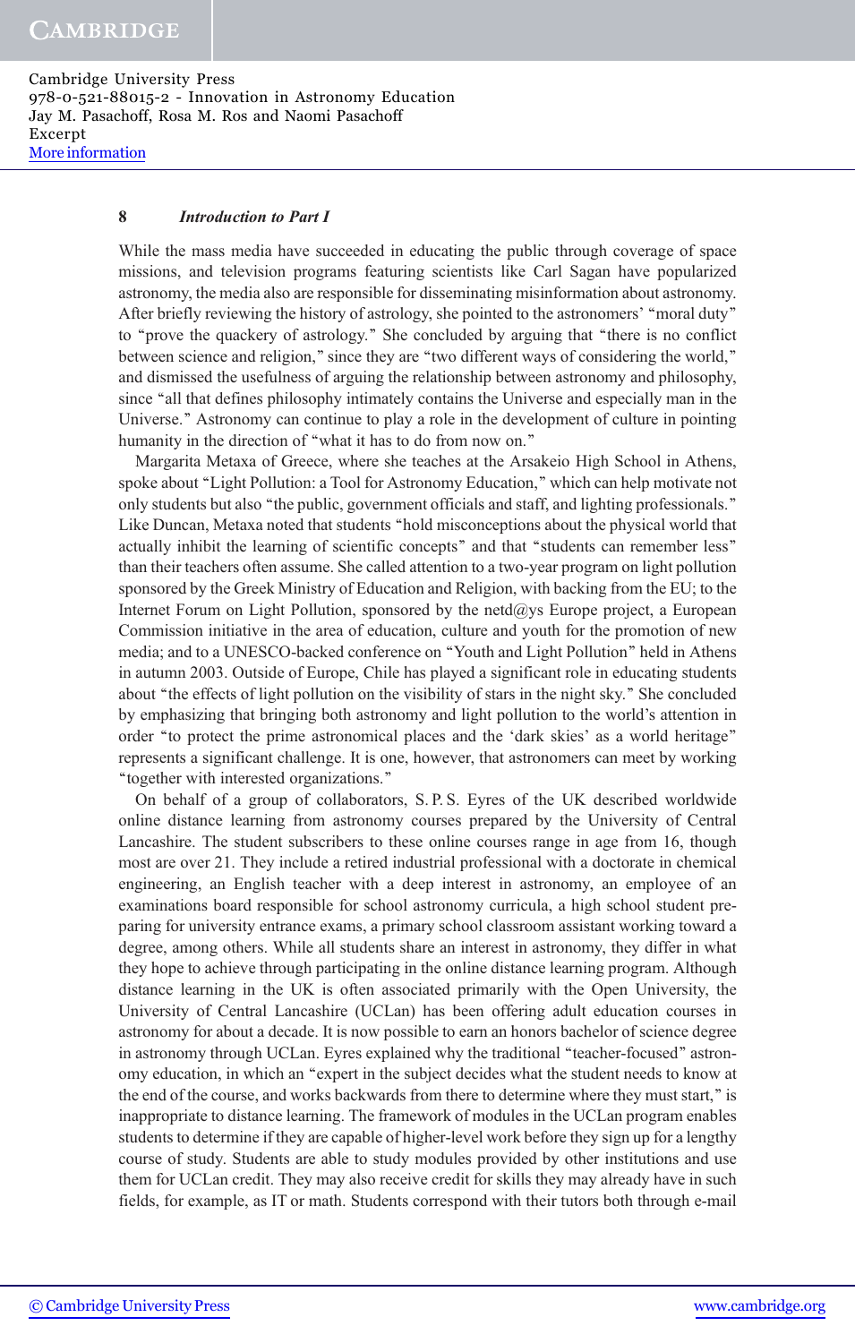While the mass media have succeeded in educating the public through coverage of space missions, and television programs featuring scientists like Carl Sagan have popularized astronomy, the media also are responsible for disseminating misinformation about astronomy. After briefly reviewing the history of astrology, she pointed to the astronomers' "moral duty" to "prove the quackery of astrology." She concluded by arguing that "there is no conflict between science and religion," since they are "two different ways of considering the world," and dismissed the usefulness of arguing the relationship between astronomy and philosophy, since "all that defines philosophy intimately contains the Universe and especially man in the Universe." Astronomy can continue to play a role in the development of culture in pointing humanity in the direction of "what it has to do from now on."

Margarita Metaxa of Greece, where she teaches at the Arsakeio High School in Athens, spoke about "Light Pollution: a Tool for Astronomy Education," which can help motivate not only students but also "the public, government officials and staff, and lighting professionals." Like Duncan, Metaxa noted that students "hold misconceptions about the physical world that actually inhibit the learning of scientific concepts" and that "students can remember less" than their teachers often assume. She called attention to a two-year program on light pollution sponsored by the Greek Ministry of Education and Religion, with backing from the EU; to the Internet Forum on Light Pollution, sponsored by the netd@ys Europe project, a European Commission initiative in the area of education, culture and youth for the promotion of new media; and to a UNESCO-backed conference on "Youth and Light Pollution" held in Athens in autumn 2003. Outside of Europe, Chile has played a significant role in educating students about "the effects of light pollution on the visibility of stars in the night sky." She concluded by emphasizing that bringing both astronomy and light pollution to the world's attention in order "to protect the prime astronomical places and the 'dark skies' as a world heritage" represents a significant challenge. It is one, however, that astronomers can meet by working "together with interested organizations."

On behalf of a group of collaborators, S. P. S. Eyres of the UK described worldwide online distance learning from astronomy courses prepared by the University of Central Lancashire. The student subscribers to these online courses range in age from 16, though most are over 21. They include a retired industrial professional with a doctorate in chemical engineering, an English teacher with a deep interest in astronomy, an employee of an examinations board responsible for school astronomy curricula, a high school student preparing for university entrance exams, a primary school classroom assistant working toward a degree, among others. While all students share an interest in astronomy, they differ in what they hope to achieve through participating in the online distance learning program. Although distance learning in the UK is often associated primarily with the Open University, the University of Central Lancashire (UCLan) has been offering adult education courses in astronomy for about a decade. It is now possible to earn an honors bachelor of science degree in astronomy through UCLan. Eyres explained why the traditional "teacher-focused" astronomy education, in which an "expert in the subject decides what the student needs to know at the end of the course, and works backwards from there to determine where they must start," is inappropriate to distance learning. The framework of modules in the UCLan program enables students to determine if they are capable of higher-level work before they sign up for a lengthy course of study. Students are able to study modules provided by other institutions and use them for UCLan credit. They may also receive credit for skills they may already have in such fields, for example, as IT or math. Students correspond with their tutors both through e-mail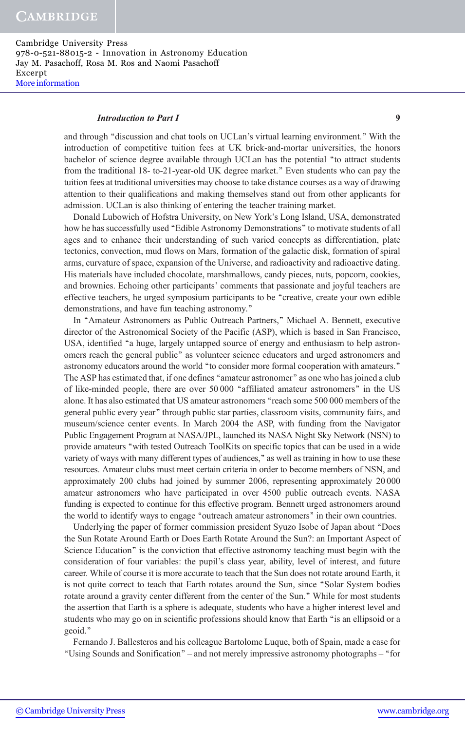and through "discussion and chat tools on UCLan's virtual learning environment." With the introduction of competitive tuition fees at UK brick-and-mortar universities, the honors bachelor of science degree available through UCLan has the potential "to attract students from the traditional 18- to-21-year-old UK degree market." Even students who can pay the tuition fees at traditional universities may choose to take distance courses as a way of drawing attention to their qualifications and making themselves stand out from other applicants for admission. UCLan is also thinking of entering the teacher training market.

Donald Lubowich of Hofstra University, on New York's Long Island, USA, demonstrated how he has successfully used "Edible Astronomy Demonstrations" to motivate students of all ages and to enhance their understanding of such varied concepts as differentiation, plate tectonics, convection, mud flows on Mars, formation of the galactic disk, formation of spiral arms, curvature of space, expansion of the Universe, and radioactivity and radioactive dating. His materials have included chocolate, marshmallows, candy pieces, nuts, popcorn, cookies, and brownies. Echoing other participants' comments that passionate and joyful teachers are effective teachers, he urged symposium participants to be "creative, create your own edible demonstrations, and have fun teaching astronomy."

In "Amateur Astronomers as Public Outreach Partners," Michael A. Bennett, executive director of the Astronomical Society of the Pacific (ASP), which is based in San Francisco, USA, identified "a huge, largely untapped source of energy and enthusiasm to help astronomers reach the general public" as volunteer science educators and urged astronomers and astronomy educators around the world "to consider more formal cooperation with amateurs." The ASP has estimated that, if one defines "amateur astronomer" as one who has joined a club of like-minded people, there are over 50 000 "affiliated amateur astronomers" in the US alone. It has also estimated that US amateur astronomers "reach some 500 000 members of the general public every year" through public star parties, classroom visits, community fairs, and museum/science center events. In March 2004 the ASP, with funding from the Navigator Public Engagement Program at NASA/JPL, launched its NASA Night Sky Network (NSN) to provide amateurs "with tested Outreach ToolKits on specific topics that can be used in a wide variety of ways with many different types of audiences," as well as training in how to use these resources. Amateur clubs must meet certain criteria in order to become members of NSN, and approximately 200 clubs had joined by summer 2006, representing approximately 20 000 amateur astronomers who have participated in over 4500 public outreach events. NASA funding is expected to continue for this effective program. Bennett urged astronomers around the world to identify ways to engage "outreach amateur astronomers" in their own countries.

Underlying the paper of former commission president Syuzo Isobe of Japan about "Does the Sun Rotate Around Earth or Does Earth Rotate Around the Sun?: an Important Aspect of Science Education" is the conviction that effective astronomy teaching must begin with the consideration of four variables: the pupil's class year, ability, level of interest, and future career. While of course it is more accurate to teach that the Sun does not rotate around Earth, it is not quite correct to teach that Earth rotates around the Sun, since "Solar System bodies rotate around a gravity center different from the center of the Sun." While for most students the assertion that Earth is a sphere is adequate, students who have a higher interest level and students who may go on in scientific professions should know that Earth "is an ellipsoid or a geoid."

Fernando J. Ballesteros and his colleague Bartolome Luque, both of Spain, made a case for "Using Sounds and Sonification" – and not merely impressive astronomy photographs – "for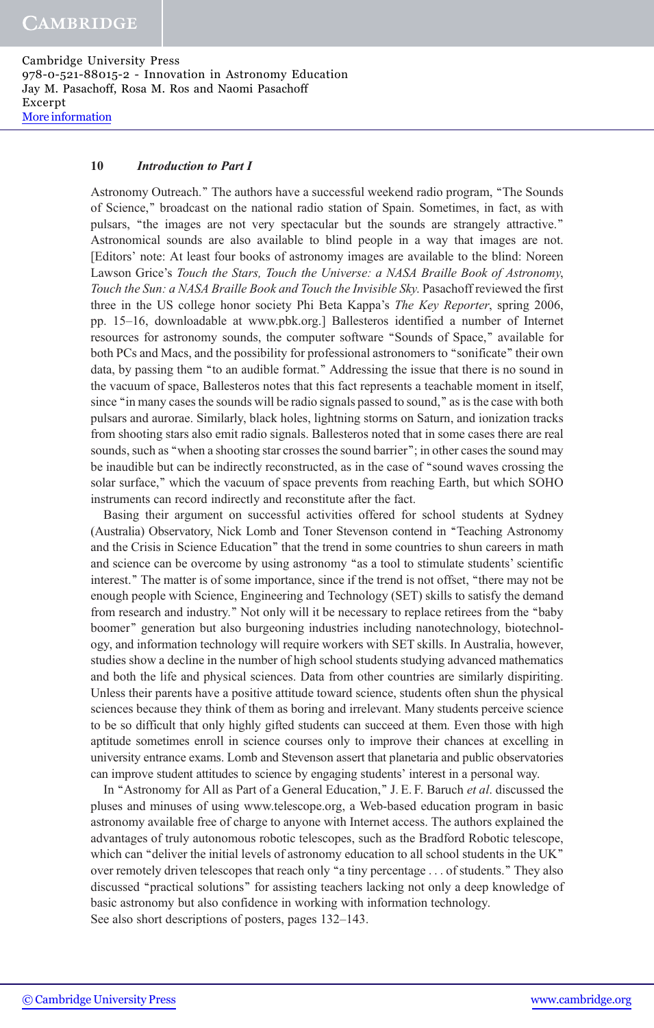Astronomy Outreach." The authors have a successful weekend radio program, "The Sounds of Science," broadcast on the national radio station of Spain. Sometimes, in fact, as with pulsars, "the images are not very spectacular but the sounds are strangely attractive." Astronomical sounds are also available to blind people in a way that images are not. [Editors' note: At least four books of astronomy images are available to the blind: Noreen Lawson Grice's *Touch the Stars, Touch the Universe: a NASA Braille Book of Astronomy, Touch the Sun: a NASA Braille Book and Touch the Invisible Sky.* Pasachoff reviewed the first three in the US college honor society Phi Beta Kappa's *The Key Reporter*, spring 2006, pp. 15–16, downloadable at www.pbk.org.] Ballesteros identified a number of Internet resources for astronomy sounds, the computer software "Sounds of Space," available for both PCs and Macs, and the possibility for professional astronomers to "sonificate" their own data, by passing them "to an audible format." Addressing the issue that there is no sound in the vacuum of space, Ballesteros notes that this fact represents a teachable moment in itself, since "in many cases the sounds will be radio signals passed to sound," as is the case with both pulsars and aurorae. Similarly, black holes, lightning storms on Saturn, and ionization tracks from shooting stars also emit radio signals. Ballesteros noted that in some cases there are real sounds, such as "when a shooting star crosses the sound barrier"; in other cases the sound may be inaudible but can be indirectly reconstructed, as in the case of "sound waves crossing the solar surface," which the vacuum of space prevents from reaching Earth, but which SOHO instruments can record indirectly and reconstitute after the fact.

Basing their argument on successful activities offered for school students at Sydney (Australia) Observatory, Nick Lomb and Toner Stevenson contend in "Teaching Astronomy and the Crisis in Science Education" that the trend in some countries to shun careers in math and science can be overcome by using astronomy "as a tool to stimulate students' scientific interest." The matter is of some importance, since if the trend is not offset, "there may not be enough people with Science, Engineering and Technology (SET) skills to satisfy the demand from research and industry." Not only will it be necessary to replace retirees from the "baby boomer" generation but also burgeoning industries including nanotechnology, biotechnology, and information technology will require workers with SET skills. In Australia, however, studies show a decline in the number of high school students studying advanced mathematics and both the life and physical sciences. Data from other countries are similarly dispiriting. Unless their parents have a positive attitude toward science, students often shun the physical sciences because they think of them as boring and irrelevant. Many students perceive science to be so difficult that only highly gifted students can succeed at them. Even those with high aptitude sometimes enroll in science courses only to improve their chances at excelling in university entrance exams. Lomb and Stevenson assert that planetaria and public observatories can improve student attitudes to science by engaging students' interest in a personal way.

In "Astronomy for All as Part of a General Education," J. E. F. Baruch *et al*. discussed the pluses and minuses of using www.telescope.org, a Web-based education program in basic astronomy available free of charge to anyone with Internet access. The authors explained the advantages of truly autonomous robotic telescopes, such as the Bradford Robotic telescope, which can "deliver the initial levels of astronomy education to all school students in the UK" over remotely driven telescopes that reach only "a tiny percentage . . . of students." They also discussed "practical solutions" for assisting teachers lacking not only a deep knowledge of basic astronomy but also confidence in working with information technology.

See also short descriptions of posters, pages 132–143.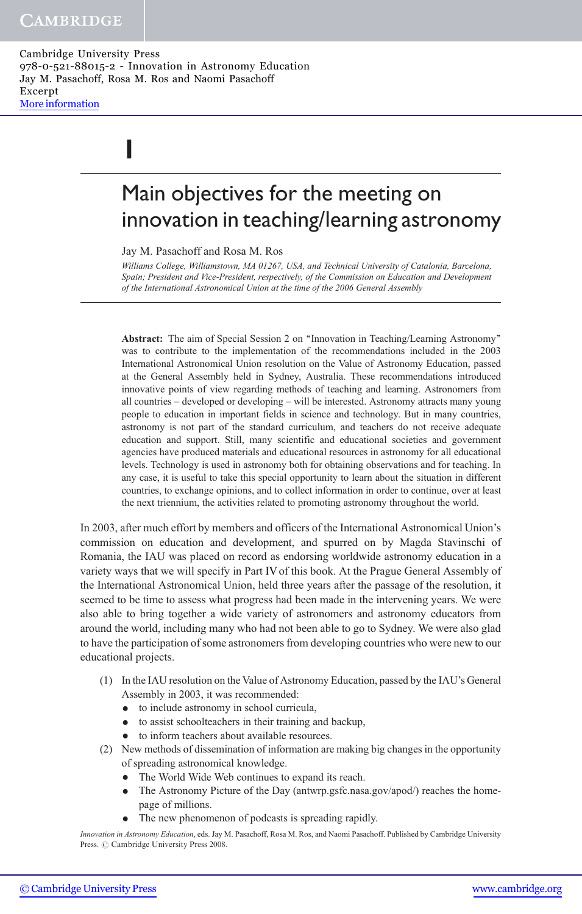# 1

# Main objectives for the meeting on innovation in teaching/learning astronomy

Jay M. Pasachoff and Rosa M. Ros

*Williams College, Williamstown, MA 01267, USA, and Technical University of Catalonia, Barcelona, Spain; President and Vice-President, respectively, of the Commission on Education and Development of the International Astronomical Union at the time of the 2006 General Assembly*

**Abstract:** The aim of Special Session 2 on "Innovation in Teaching/Learning Astronomy" was to contribute to the implementation of the recommendations included in the 2003 International Astronomical Union resolution on the Value of Astronomy Education, passed at the General Assembly held in Sydney, Australia. These recommendations introduced innovative points of view regarding methods of teaching and learning. Astronomers from all countries – developed or developing – will be interested. Astronomy attracts many young people to education in important fields in science and technology. But in many countries, astronomy is not part of the standard curriculum, and teachers do not receive adequate education and support. Still, many scientific and educational societies and government agencies have produced materials and educational resources in astronomy for all educational levels. Technology is used in astronomy both for obtaining observations and for teaching. In any case, it is useful to take this special opportunity to learn about the situation in different countries, to exchange opinions, and to collect information in order to continue, over at least the next triennium, the activities related to promoting astronomy throughout the world.

In 2003, after much effort by members and officers of the International Astronomical Union's commission on education and development, and spurred on by Magda Stavinschi of Romania, the IAU was placed on record as endorsing worldwide astronomy education in a variety ways that we will specify in Part IV of this book. At the Prague General Assembly of the International Astronomical Union, held three years after the passage of the resolution, it seemed to be time to assess what progress had been made in the intervening years. We were also able to bring together a wide variety of astronomers and astronomy educators from around the world, including many who had not been able to go to Sydney. We were also glad to have the participation of some astronomers from developing countries who were new to our educational projects.

(1) In the IAU resolution on the Value of Astronomy Education, passed by the IAU's General Assembly in 2003, it was recommended:
   - to include astronomy in school curricula,
   - to assist schoolteachers in their training and backup,
   - to inform teachers about available resources.

(2) New methods of dissemination of information are making big changes in the opportunity of spreading astronomical knowledge.
   - The World Wide Web continues to expand its reach.
   - The Astronomy Picture of the Day (antwrp.gsfc.nasa.gov/apod/) reaches the home-page of millions.
   - The new phenomenon of podcasts is spreading rapidly.

*Innovation in Astronomy Education*, eds. Jay M. Pasachoff, Rosa M. Ros, and Naomi Pasachoff. Published by Cambridge University Press. © Cambridge University Press 2008.